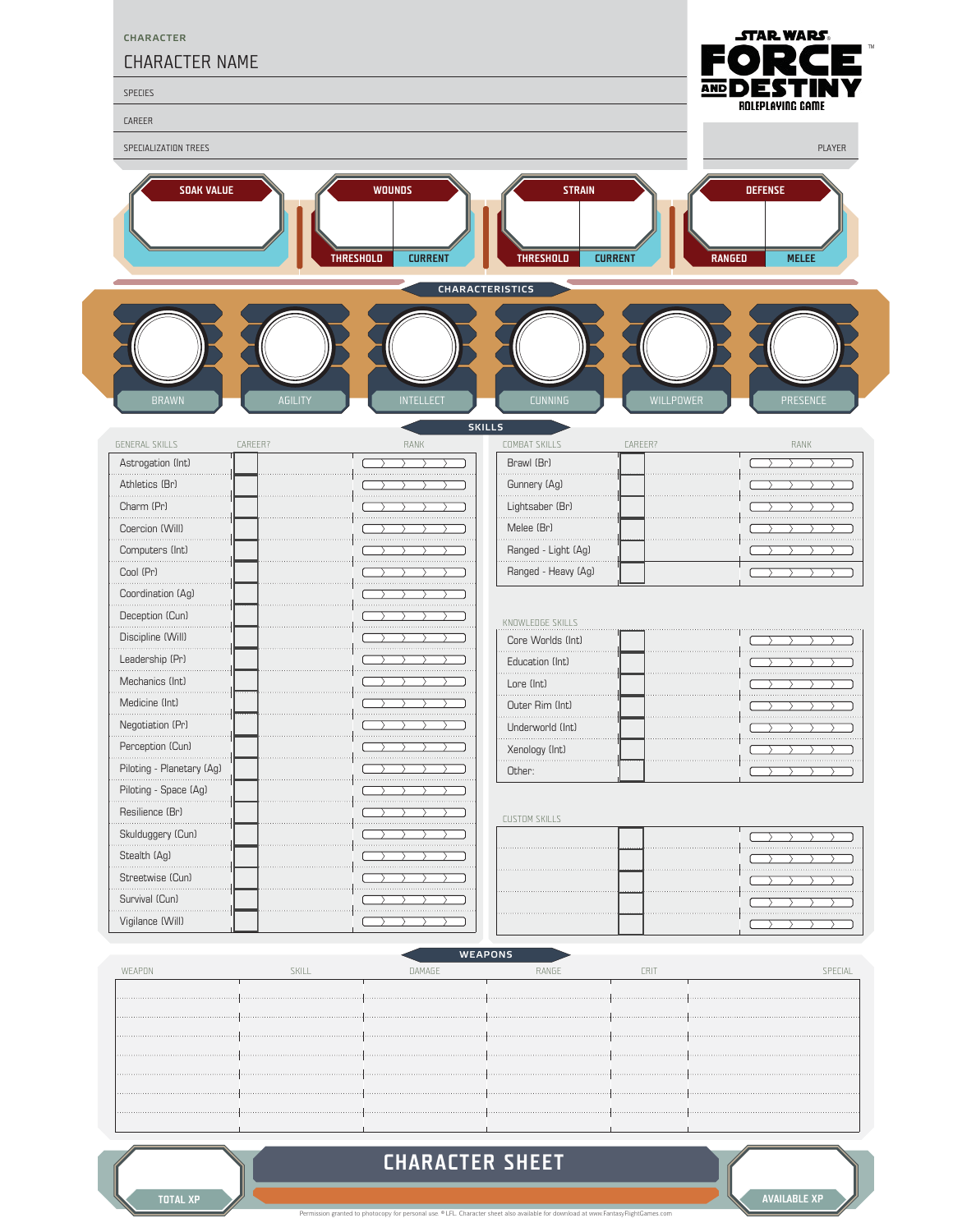STAR WARS FORCE AND DESTINY ROLEPLAYING GAME™

CHARACTER

CHARACTER NAME

SPECIES

CAREER

SPECIALIZATION TREES

PLAYER

| SOAK VALUE | WOUNDS | | STRAIN | | DEFENSE | |
|---|---|---|---|---|---|---|
| | THRESHOLD | CURRENT | THRESHOLD | CURRENT | RANGED | MELEE |

## CHARACTERISTICS

| BRAWN | AGILITY | INTELLECT | CUNNING | WILLPOWER | PRESENCE |
|---|---|---|---|---|---|
| | | | | | |

## SKILLS

| GENERAL SKILLS | CAREER? | RANK |
|---|---|---|
| Astrogation (Int) | | |
| Athletics (Br) | | |
| Charm (Pr) | | |
| Coercion (Will) | | |
| Computers (Int) | | |
| Cool (Pr) | | |
| Coordination (Ag) | | |
| Deception (Cun) | | |
| Discipline (Will) | | |
| Leadership (Pr) | | |
| Mechanics (Int) | | |
| Medicine (Int) | | |
| Negotiation (Pr) | | |
| Perception (Cun) | | |
| Piloting - Planetary (Ag) | | |
| Piloting - Space (Ag) | | |
| Resilience (Br) | | |
| Skulduggery (Cun) | | |
| Stealth (Ag) | | |
| Streetwise (Cun) | | |
| Survival (Cun) | | |
| Vigilance (Will) | | |

| COMBAT SKILLS | CAREER? | RANK |
|---|---|---|
| Brawl (Br) | | |
| Gunnery (Ag) | | |
| Lightsaber (Br) | | |
| Melee (Br) | | |
| Ranged - Light (Ag) | | |
| Ranged - Heavy (Ag) | | |

| KNOWLEDGE SKILLS | CAREER? | RANK |
|---|---|---|
| Core Worlds (Int) | | |
| Education (Int) | | |
| Lore (Int) | | |
| Outer Rim (Int) | | |
| Underworld (Int) | | |
| Xenology (Int) | | |
| Other: | | |

| CUSTOM SKILLS | CAREER? | RANK |
|---|---|---|
| | | |
| | | |
| | | |
| | | |
| | | |

## WEAPONS

| WEAPON | SKILL | DAMAGE | RANGE | CRIT | SPECIAL |
|---|---|---|---|---|---|
| | | | | | |
| | | | | | |
| | | | | | |
| | | | | | |
| | | | | | |
| | | | | | |
| | | | | | |

# CHARACTER SHEET

| TOTAL XP | AVAILABLE XP |
|---|---|
| | |

Permission granted to photocopy for personal use. © LFL. Character sheet also available for download at www.FantasyFlightGames.com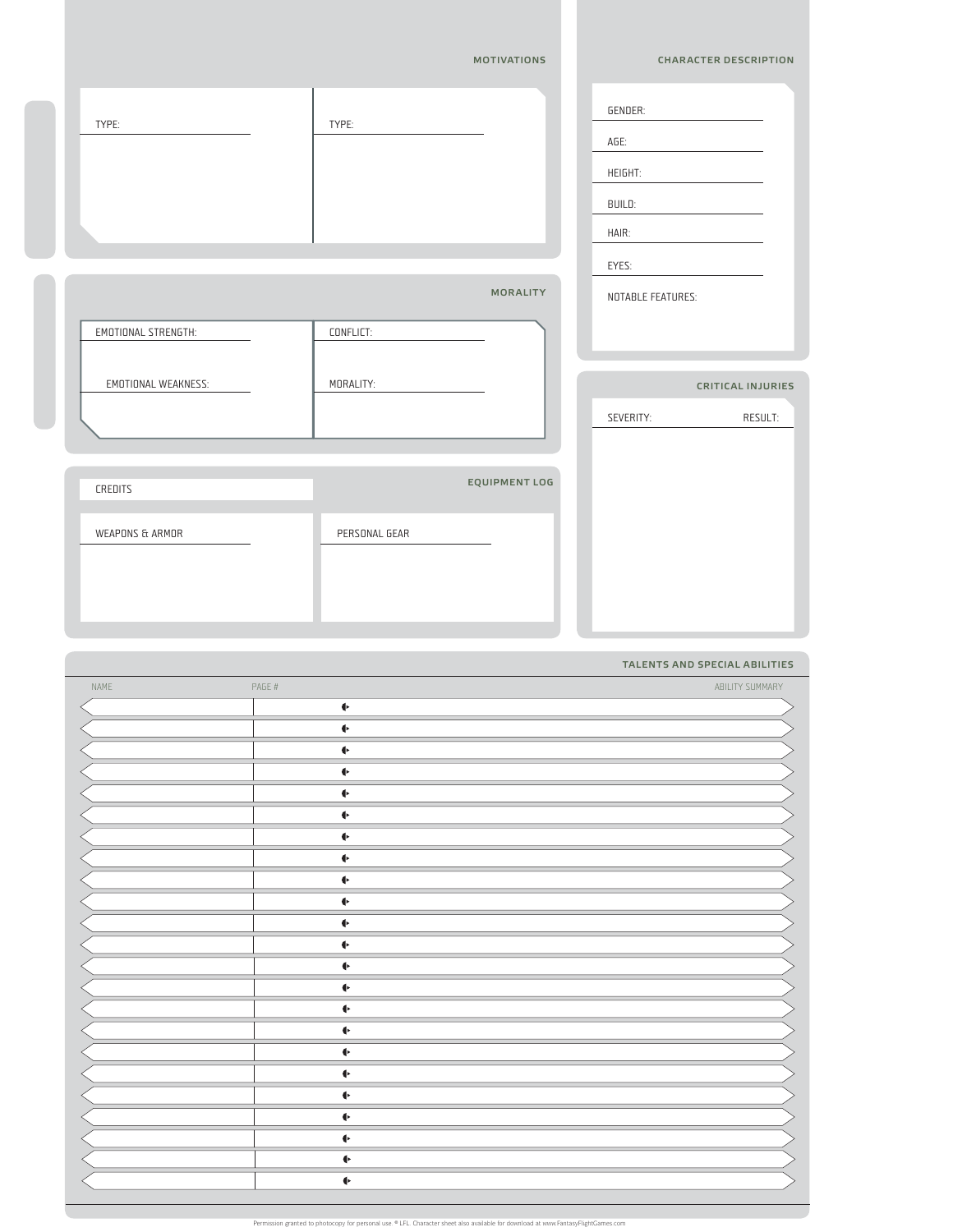## MOTIVATIONS

TYPE:

TYPE:

## CHARACTER DESCRIPTION

GENDER:

AGE:

HEIGHT:

BUILD:

HAIR:

EYES:

NOTABLE FEATURES:

## MORALITY

EMOTIONAL STRENGTH:

CONFLICT:

EMOTIONAL WEAKNESS:

MORALITY:

## CRITICAL INJURIES

| SEVERITY: | RESULT: |
|---|---|

## EQUIPMENT LOG

CREDITS

WEAPONS & ARMOR

PERSONAL GEAR

## TALENTS AND SPECIAL ABILITIES

| NAME | PAGE # | ABILITY SUMMARY |
|---|---|---|
| | | |
| | | |
| | | |
| | | |
| | | |
| | | |
| | | |
| | | |
| | | |
| | | |
| | | |
| | | |
| | | |
| | | |
| | | |
| | | |
| | | |
| | | |
| | | |
| | | |
| | | |
| | | |
| | | |

Permission granted to photocopy for personal use. © LFL. Character sheet also available for download at www.FantasyFlightGames.com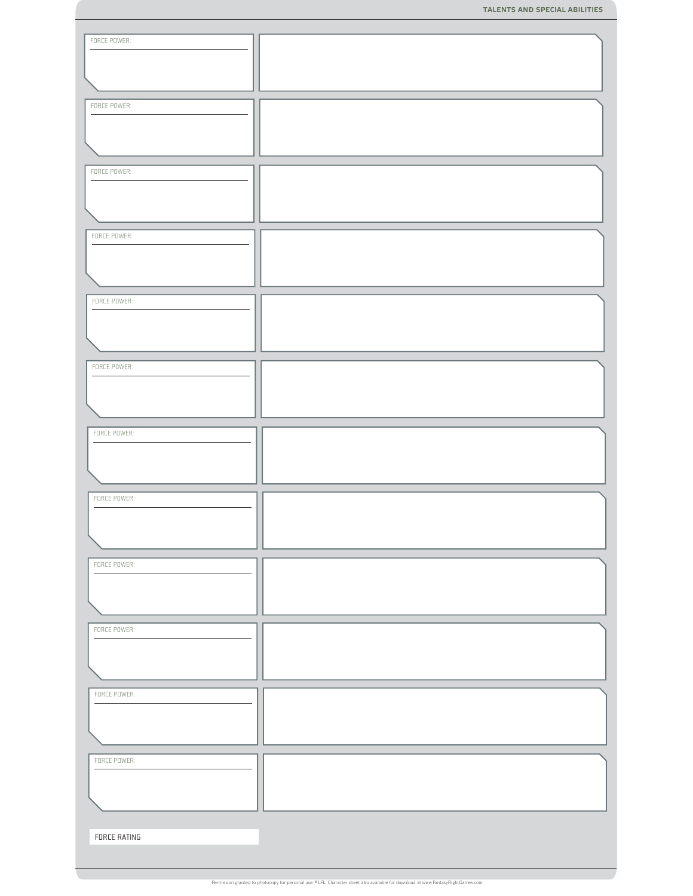## TALENTS AND SPECIAL ABILITIES

FORCE POWER:

FORCE POWER:

FORCE POWER:

FORCE POWER:

FORCE POWER:

FORCE POWER:

FORCE POWER:

FORCE POWER:

FORCE POWER:

FORCE POWER:

FORCE POWER:

FORCE POWER:

FORCE RATING

Permission granted to photocopy for personal use. © LFL. Character sheet also available for download at www.FantasyFlightGames.com